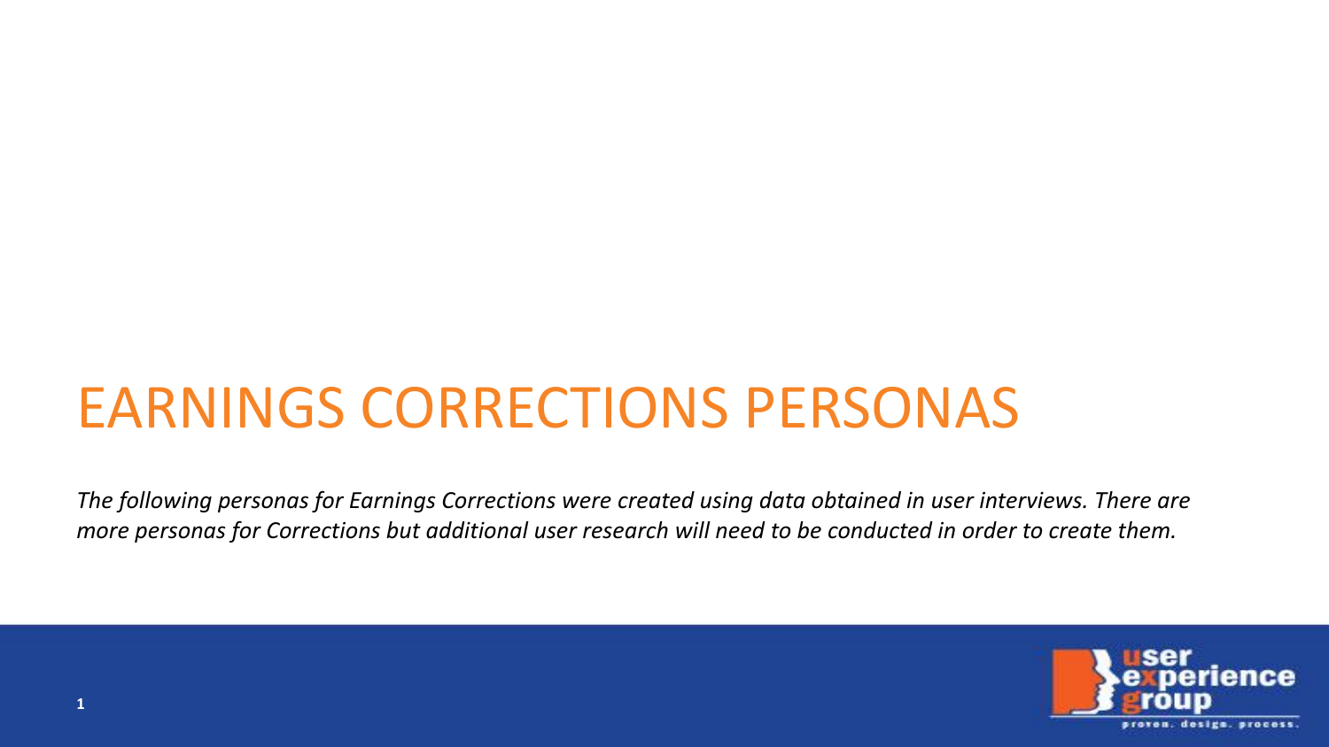# EARNINGS CORRECTIONS PERSONAS

*The following personas for Earnings Corrections were created using data obtained in user interviews. There are more personas for Corrections but additional user research will need to be conducted in order to create them.*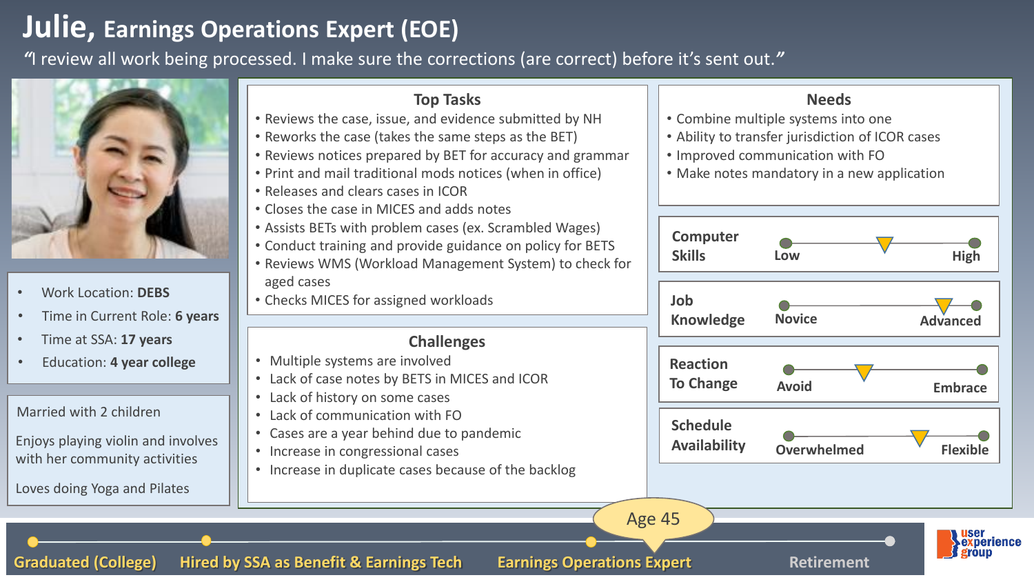# Julie, Earnings Operations Expert (EOE)

"I review all work being processed. I make sure the corrections (are correct) before it's sent out."

- Work Location: **DEBS**
- Time in Current Role: **6 years**
- Time at SSA: **17 years**
- Education: **4 year college**

Married with 2 children

Enjoys playing violin and involves with her community activities

Loves doing Yoga and Pilates

## Top Tasks

- Reviews the case, issue, and evidence submitted by NH
- Reworks the case (takes the same steps as the BET)
- Reviews notices prepared by BET for accuracy and grammar
- Print and mail traditional mods notices (when in office)
- Releases and clears cases in ICOR
- Closes the case in MICES and adds notes
- Assists BETs with problem cases (ex. Scrambled Wages)
- Conduct training and provide guidance on policy for BETS
- Reviews WMS (Workload Management System) to check for aged cases
- Checks MICES for assigned workloads

## Challenges

- Multiple systems are involved
- Lack of case notes by BETS in MICES and ICOR
- Lack of history on some cases
- Lack of communication with FO
- Cases are a year behind due to pandemic
- Increase in congressional cases
- Increase in duplicate cases because of the backlog

## Needs

- Combine multiple systems into one
- Ability to transfer jurisdiction of ICOR cases
- Improved communication with FO
- Make notes mandatory in a new application

**Computer Skills:** Low — High

**Job Knowledge:** Novice — Advanced

**Reaction To Change:** Avoid — Embrace

**Schedule Availability:** Overwhelmed — Flexible

Age 45

**Graduated (College)** → **Hired by SSA as Benefit & Earnings Tech** → **Earnings Operations Expert** → **Retirement**

user experience group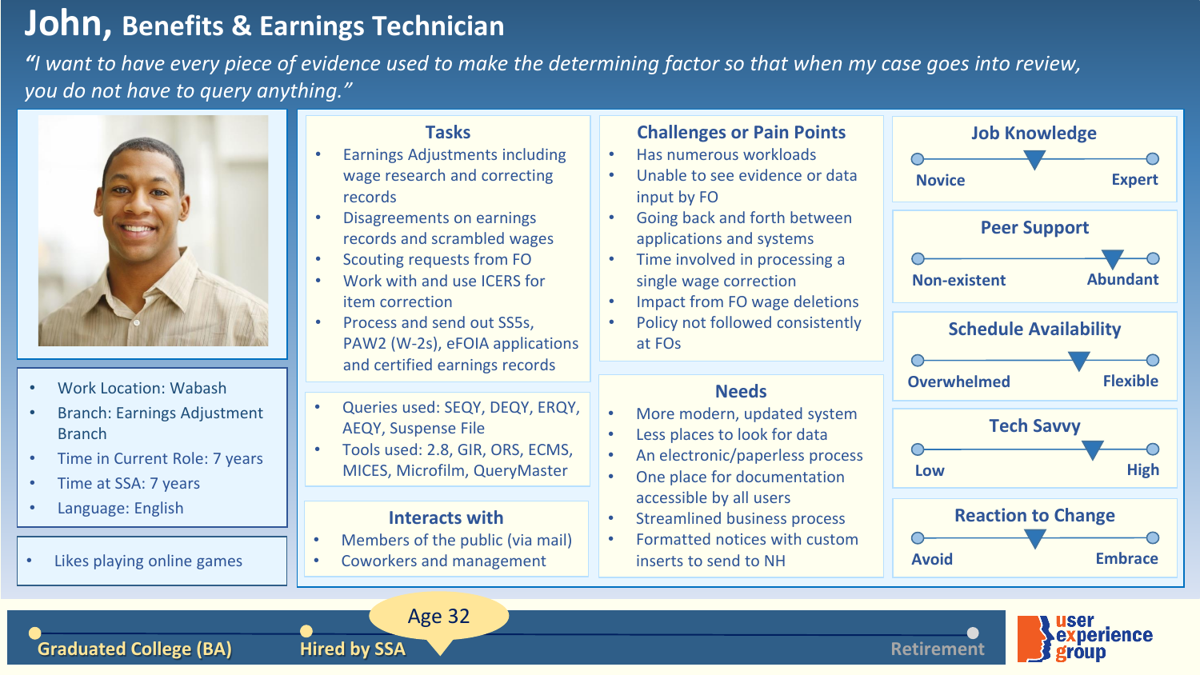# John, Benefits & Earnings Technician

*"I want to have every piece of evidence used to make the determining factor so that when my case goes into review, you do not have to query anything."*

- Work Location: Wabash
- Branch: Earnings Adjustment Branch
- Time in Current Role: 7 years
- Time at SSA: 7 years
- Language: English

- Likes playing online games

## Tasks

- Earnings Adjustments including wage research and correcting records
- Disagreements on earnings records and scrambled wages
- Scouting requests from FO
- Work with and use ICERS for item correction
- Process and send out SS5s, PAW2 (W-2s), eFOIA applications and certified earnings records

- Queries used: SEQY, DEQY, ERQY, AEQY, Suspense File
- Tools used: 2.8, GIR, ORS, ECMS, MICES, Microfilm, QueryMaster

## Interacts with

- Members of the public (via mail)
- Coworkers and management

## Challenges or Pain Points

- Has numerous workloads
- Unable to see evidence or data input by FO
- Going back and forth between applications and systems
- Time involved in processing a single wage correction
- Impact from FO wage deletions
- Policy not followed consistently at FOs

## Needs

- More modern, updated system
- Less places to look for data
- An electronic/paperless process
- One place for documentation accessible by all users
- Streamlined business process
- Formatted notices with custom inserts to send to NH

## Job Knowledge

Novice — Expert

## Peer Support

Non-existent — Abundant

## Schedule Availability

Overwhelmed — Flexible

## Tech Savvy

Low — High

## Reaction to Change

Avoid — Embrace

Graduated College (BA) — Hired by SSA — Age 32 — Retirement

user experience group